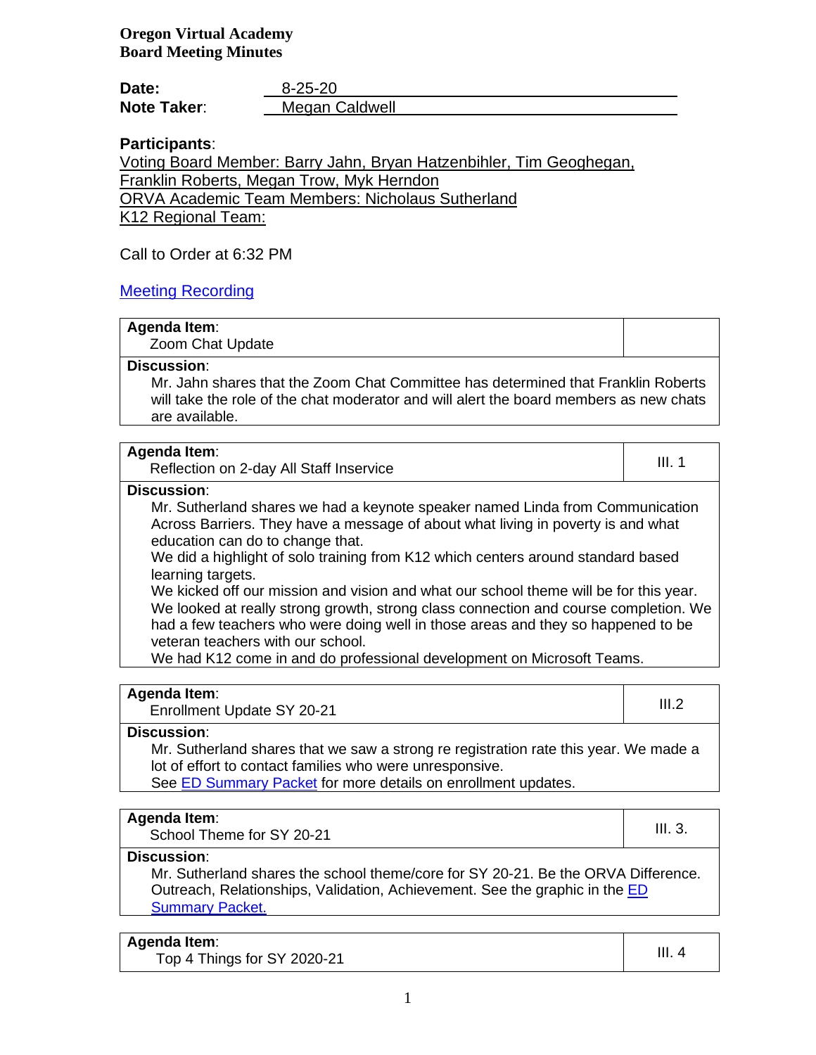**Oregon Virtual Academy**
**Board Meeting Minutes**

**Date:** 8-25-20
**Note Taker:** Megan Caldwell

**Participants**:
Voting Board Member: Barry Jahn, Bryan Hatzenbihler, Tim Geoghegan, Franklin Roberts, Megan Trow, Myk Herndon
ORVA Academic Team Members: Nicholaus Sutherland
K12 Regional Team:

Call to Order at 6:32 PM

[Meeting Recording]

| **Agenda Item**: Zoom Chat Update | |
|---|---|
| **Discussion**: Mr. Jahn shares that the Zoom Chat Committee has determined that Franklin Roberts will take the role of the chat moderator and will alert the board members as new chats are available. | |

| **Agenda Item**: Reflection on 2-day All Staff Inservice | III. 1 |
|---|---|
| **Discussion**: Mr. Sutherland shares we had a keynote speaker named Linda from Communication Across Barriers. They have a message of about what living in poverty is and what education can do to change that. We did a highlight of solo training from K12 which centers around standard based learning targets. We kicked off our mission and vision and what our school theme will be for this year. We looked at really strong growth, strong class connection and course completion. We had a few teachers who were doing well in those areas and they so happened to be veteran teachers with our school. We had K12 come in and do professional development on Microsoft Teams. | |

| **Agenda Item**: Enrollment Update SY 20-21 | III.2 |
|---|---|
| **Discussion**: Mr. Sutherland shares that we saw a strong re registration rate this year. We made a lot of effort to contact families who were unresponsive. See [ED Summary Packet] for more details on enrollment updates. | |

| **Agenda Item**: School Theme for SY 20-21 | III. 3. |
|---|---|
| **Discussion**: Mr. Sutherland shares the school theme/core for SY 20-21. Be the ORVA Difference. Outreach, Relationships, Validation, Achievement. See the graphic in the [ED Summary Packet.] | |

| **Agenda Item**: Top 4 Things for SY 2020-21 | III. 4 |
|---|---|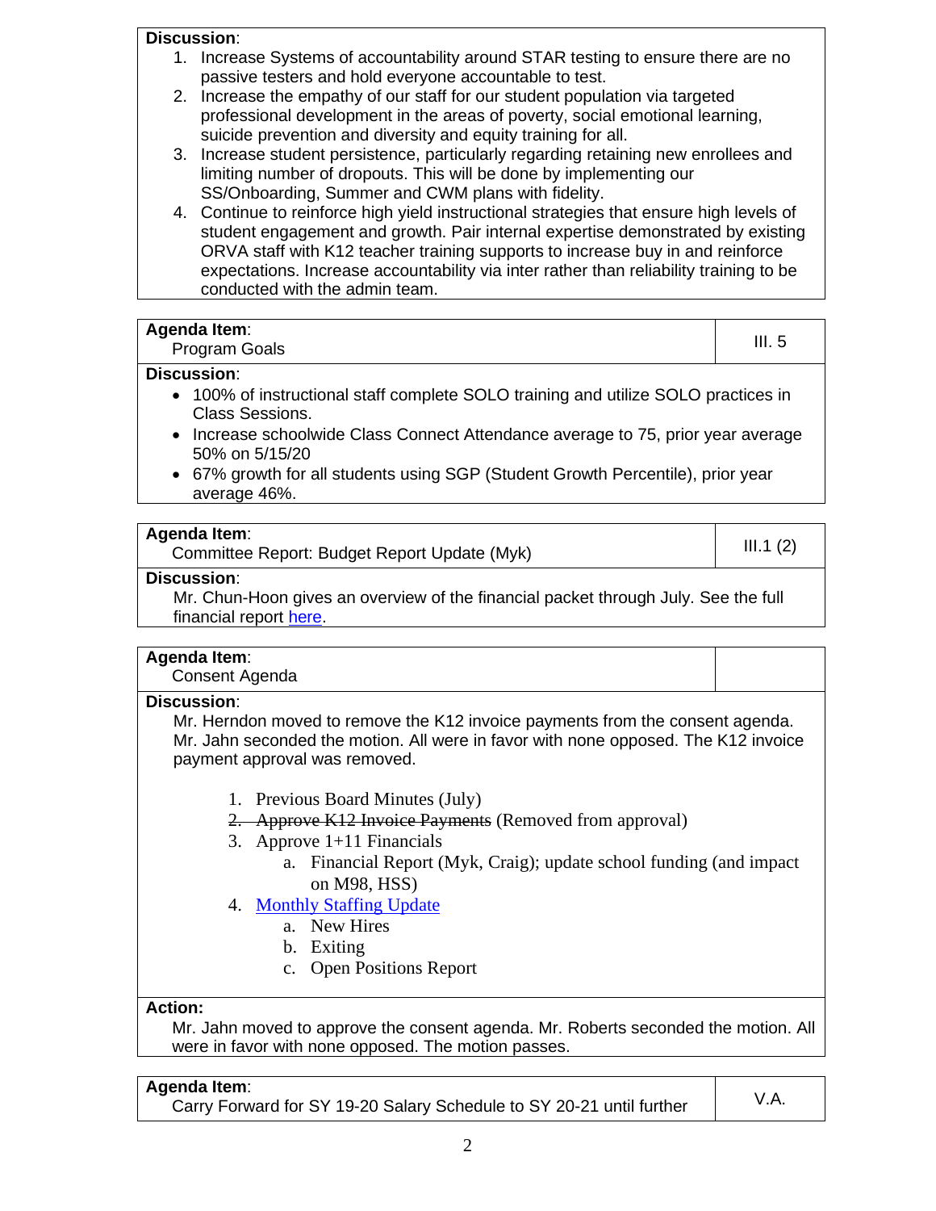**Discussion**:

1. Increase Systems of accountability around STAR testing to ensure there are no passive testers and hold everyone accountable to test.
2. Increase the empathy of our staff for our student population via targeted professional development in the areas of poverty, social emotional learning, suicide prevention and diversity and equity training for all.
3. Increase student persistence, particularly regarding retaining new enrollees and limiting number of dropouts. This will be done by implementing our SS/Onboarding, Summer and CWM plans with fidelity.
4. Continue to reinforce high yield instructional strategies that ensure high levels of student engagement and growth. Pair internal expertise demonstrated by existing ORVA staff with K12 teacher training supports to increase buy in and reinforce expectations. Increase accountability via inter rather than reliability training to be conducted with the admin team.

| **Agenda Item**: Program Goals | III. 5 |
|---|---|

**Discussion**:

- 100% of instructional staff complete SOLO training and utilize SOLO practices in Class Sessions.
- Increase schoolwide Class Connect Attendance average to 75, prior year average 50% on 5/15/20
- 67% growth for all students using SGP (Student Growth Percentile), prior year average 46%.

| **Agenda Item**: Committee Report: Budget Report Update (Myk) | III.1 (2) |
|---|---|

**Discussion**:

Mr. Chun-Hoon gives an overview of the financial packet through July. See the full financial report here.

| **Agenda Item**: Consent Agenda | |
|---|---|

**Discussion**:

Mr. Herndon moved to remove the K12 invoice payments from the consent agenda. Mr. Jahn seconded the motion. All were in favor with none opposed. The K12 invoice payment approval was removed.

1. Previous Board Minutes (July)
2. ~~Approve K12 Invoice Payments~~ (Removed from approval)
3. Approve 1+11 Financials
   a. Financial Report (Myk, Craig); update school funding (and impact on M98, HSS)
4. Monthly Staffing Update
   a. New Hires
   b. Exiting
   c. Open Positions Report

**Action:**

Mr. Jahn moved to approve the consent agenda. Mr. Roberts seconded the motion. All were in favor with none opposed. The motion passes.

| **Agenda Item**: Carry Forward for SY 19-20 Salary Schedule to SY 20-21 until further | V.A. |
|---|---|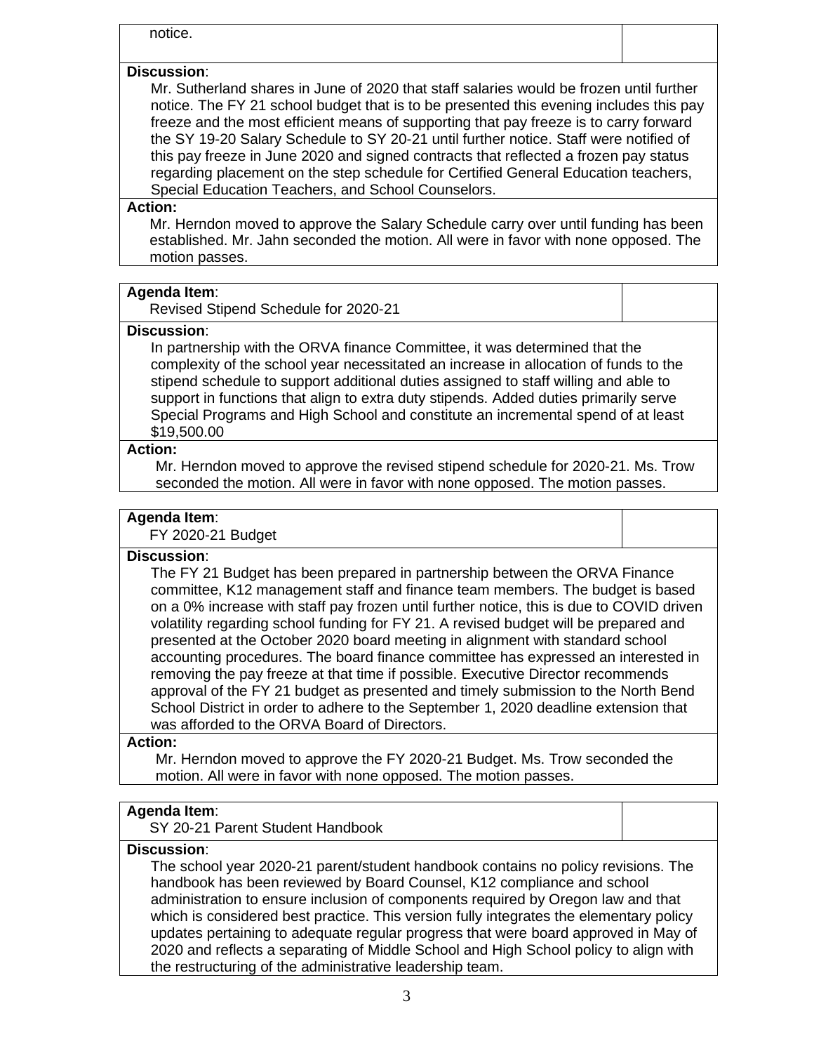notice.

**Discussion**:

Mr. Sutherland shares in June of 2020 that staff salaries would be frozen until further notice. The FY 21 school budget that is to be presented this evening includes this pay freeze and the most efficient means of supporting that pay freeze is to carry forward the SY 19-20 Salary Schedule to SY 20-21 until further notice. Staff were notified of this pay freeze in June 2020 and signed contracts that reflected a frozen pay status regarding placement on the step schedule for Certified General Education teachers, Special Education Teachers, and School Counselors.

**Action:**

Mr. Herndon moved to approve the Salary Schedule carry over until funding has been established. Mr. Jahn seconded the motion. All were in favor with none opposed. The motion passes.

**Agenda Item**:

Revised Stipend Schedule for 2020-21

**Discussion**:

In partnership with the ORVA finance Committee, it was determined that the complexity of the school year necessitated an increase in allocation of funds to the stipend schedule to support additional duties assigned to staff willing and able to support in functions that align to extra duty stipends. Added duties primarily serve Special Programs and High School and constitute an incremental spend of at least $19,500.00

**Action:**

Mr. Herndon moved to approve the revised stipend schedule for 2020-21. Ms. Trow seconded the motion. All were in favor with none opposed. The motion passes.

**Agenda Item**:

FY 2020-21 Budget

**Discussion**:

The FY 21 Budget has been prepared in partnership between the ORVA Finance committee, K12 management staff and finance team members. The budget is based on a 0% increase with staff pay frozen until further notice, this is due to COVID driven volatility regarding school funding for FY 21. A revised budget will be prepared and presented at the October 2020 board meeting in alignment with standard school accounting procedures. The board finance committee has expressed an interested in removing the pay freeze at that time if possible. Executive Director recommends approval of the FY 21 budget as presented and timely submission to the North Bend School District in order to adhere to the September 1, 2020 deadline extension that was afforded to the ORVA Board of Directors.

**Action:**

Mr. Herndon moved to approve the FY 2020-21 Budget. Ms. Trow seconded the motion. All were in favor with none opposed. The motion passes.

**Agenda Item**:

SY 20-21 Parent Student Handbook

**Discussion**:

The school year 2020-21 parent/student handbook contains no policy revisions. The handbook has been reviewed by Board Counsel, K12 compliance and school administration to ensure inclusion of components required by Oregon law and that which is considered best practice. This version fully integrates the elementary policy updates pertaining to adequate regular progress that were board approved in May of 2020 and reflects a separating of Middle School and High School policy to align with the restructuring of the administrative leadership team.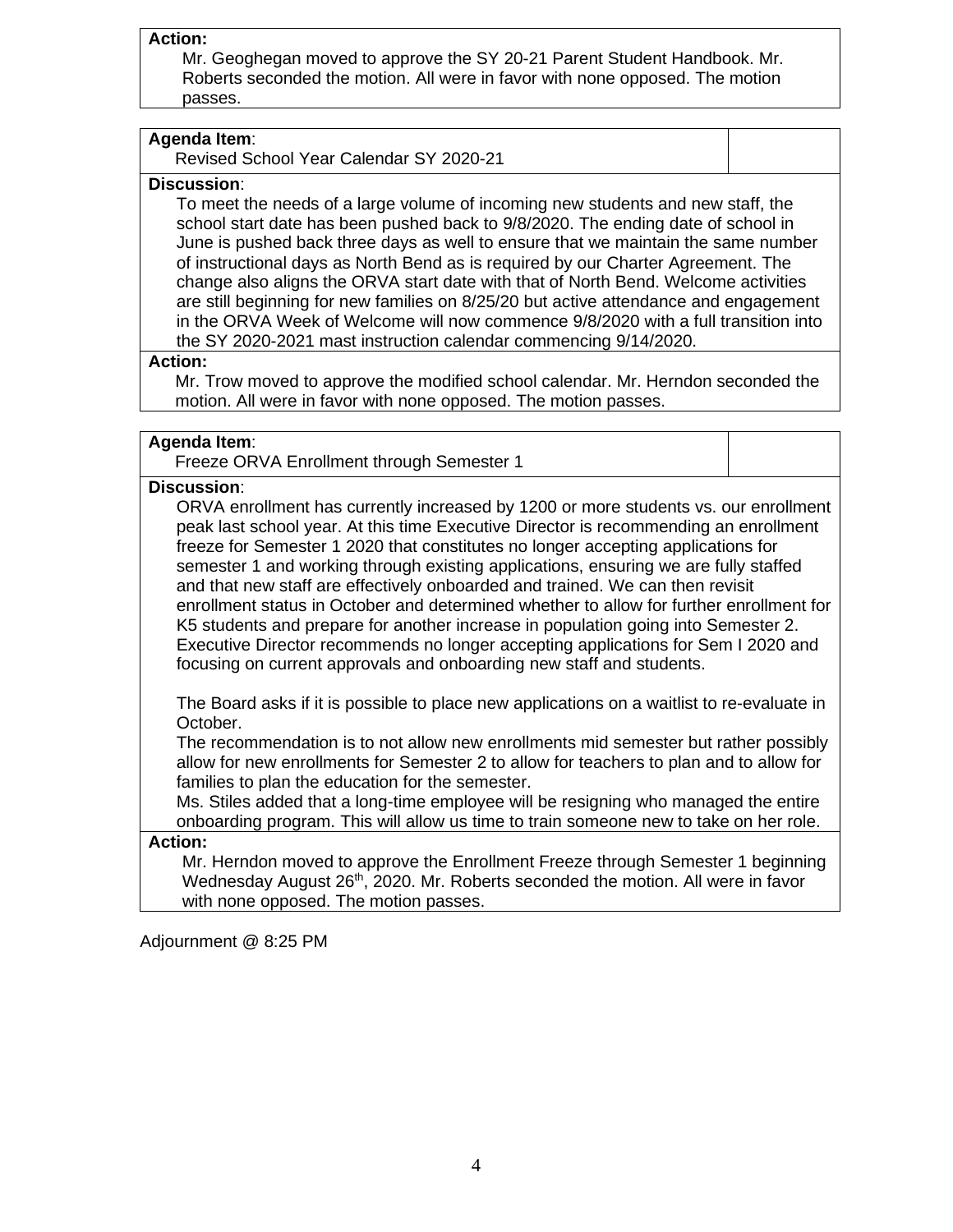**Action:**

Mr. Geoghegan moved to approve the SY 20-21 Parent Student Handbook. Mr. Roberts seconded the motion. All were in favor with none opposed. The motion passes.

**Agenda Item**:

Revised School Year Calendar SY 2020-21

**Discussion**:

To meet the needs of a large volume of incoming new students and new staff, the school start date has been pushed back to 9/8/2020. The ending date of school in June is pushed back three days as well to ensure that we maintain the same number of instructional days as North Bend as is required by our Charter Agreement. The change also aligns the ORVA start date with that of North Bend. Welcome activities are still beginning for new families on 8/25/20 but active attendance and engagement in the ORVA Week of Welcome will now commence 9/8/2020 with a full transition into the SY 2020-2021 mast instruction calendar commencing 9/14/2020.

**Action:**

Mr. Trow moved to approve the modified school calendar. Mr. Herndon seconded the motion. All were in favor with none opposed. The motion passes.

**Agenda Item**:

Freeze ORVA Enrollment through Semester 1

**Discussion**:

ORVA enrollment has currently increased by 1200 or more students vs. our enrollment peak last school year. At this time Executive Director is recommending an enrollment freeze for Semester 1 2020 that constitutes no longer accepting applications for semester 1 and working through existing applications, ensuring we are fully staffed and that new staff are effectively onboarded and trained. We can then revisit enrollment status in October and determined whether to allow for further enrollment for K5 students and prepare for another increase in population going into Semester 2. Executive Director recommends no longer accepting applications for Sem I 2020 and focusing on current approvals and onboarding new staff and students.

The Board asks if it is possible to place new applications on a waitlist to re-evaluate in October.

The recommendation is to not allow new enrollments mid semester but rather possibly allow for new enrollments for Semester 2 to allow for teachers to plan and to allow for families to plan the education for the semester.

Ms. Stiles added that a long-time employee will be resigning who managed the entire onboarding program. This will allow us time to train someone new to take on her role.

**Action:**

Mr. Herndon moved to approve the Enrollment Freeze through Semester 1 beginning Wednesday August 26th, 2020. Mr. Roberts seconded the motion. All were in favor with none opposed. The motion passes.

Adjournment @ 8:25 PM